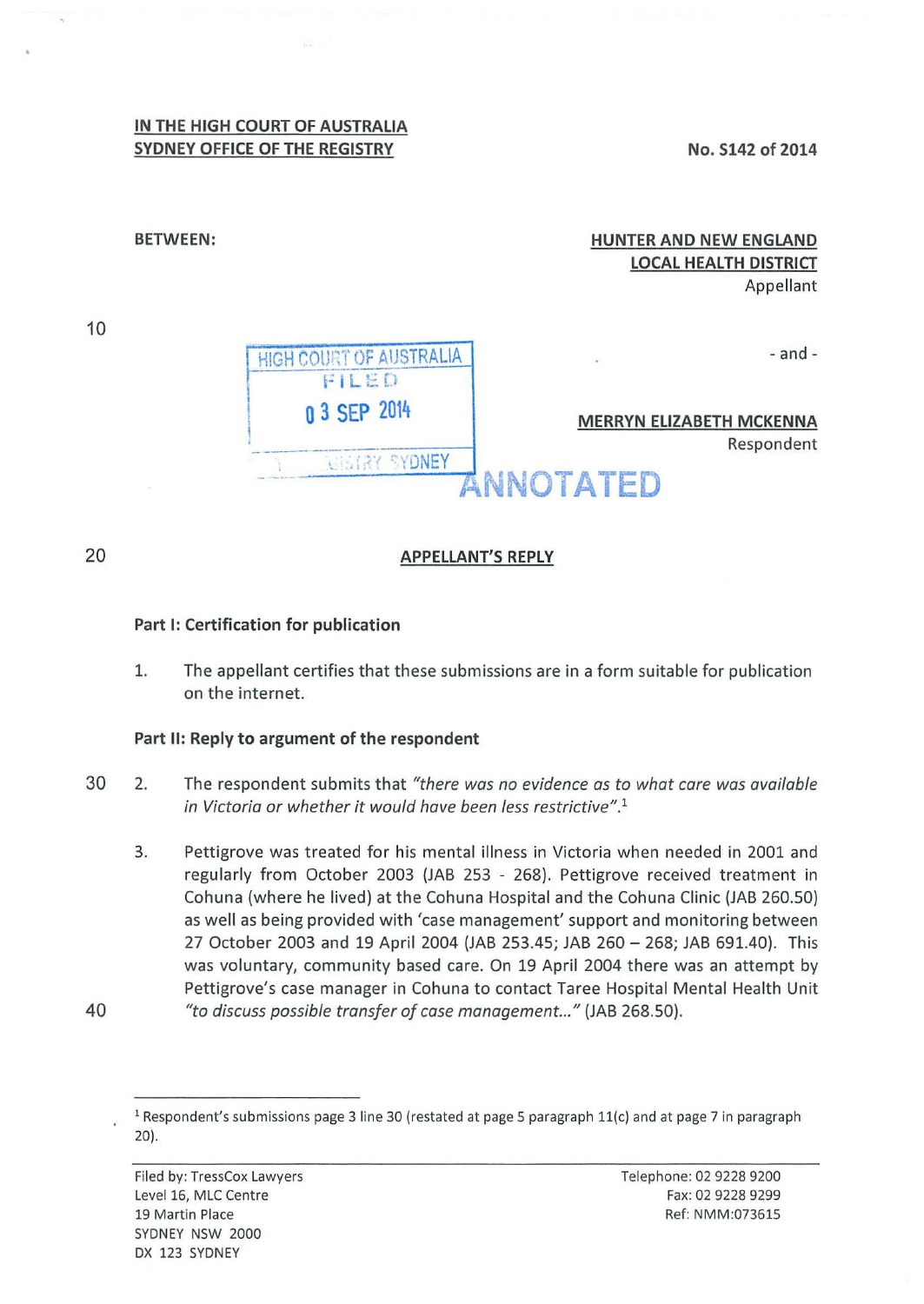**IN THE HIGH COURT OF AUSTRALIA**
**SYDNEY OFFICE OF THE REGISTRY**

**No. S142 of 2014**

**BETWEEN:**

**HUNTER AND NEW ENGLAND LOCAL HEALTH DISTRICT**
Appellant

- and -

**MERRYN ELIZABETH MCKENNA**
Respondent

HIGH COURT OF AUSTRALIA
FILED
03 SEP 2014
REGISTRY SYDNEY

ANNOTATED

## APPELLANT'S REPLY

**Part I: Certification for publication**

1. The appellant certifies that these submissions are in a form suitable for publication on the internet.

**Part II: Reply to argument of the respondent**

2. The respondent submits that *"there was no evidence as to what care was available in Victoria or whether it would have been less restrictive"*.[1]

3. Pettigrove was treated for his mental illness in Victoria when needed in 2001 and regularly from October 2003 (JAB 253 - 268). Pettigrove received treatment in Cohuna (where he lived) at the Cohuna Hospital and the Cohuna Clinic (JAB 260.50) as well as being provided with 'case management' support and monitoring between 27 October 2003 and 19 April 2004 (JAB 253.45; JAB 260 – 268; JAB 691.40). This was voluntary, community based care. On 19 April 2004 there was an attempt by Pettigrove's case manager in Cohuna to contact Taree Hospital Mental Health Unit *"to discuss possible transfer of case management..."* (JAB 268.50).

---

[1] Respondent's submissions page 3 line 30 (restated at page 5 paragraph 11(c) and at page 7 in paragraph 20).

Filed by: TressCox Lawyers
Level 16, MLC Centre
19 Martin Place
SYDNEY NSW 2000
DX 123 SYDNEY

Telephone: 02 9228 9200
Fax: 02 9228 9299
Ref: NMM:073615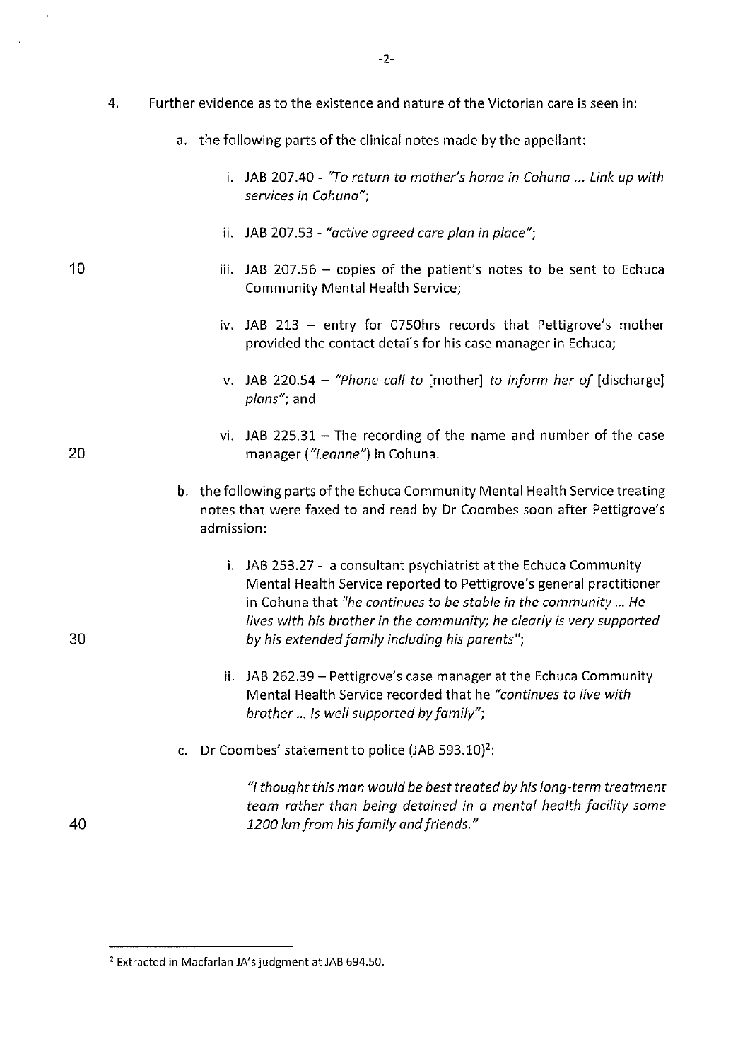4. Further evidence as to the existence and nature of the Victorian care is seen in:

   a. the following parts of the clinical notes made by the appellant:

      i. JAB 207.40 - *"To return to mother's home in Cohuna ... Link up with services in Cohuna"*;

      ii. JAB 207.53 - *"active agreed care plan in place"*;

      iii. JAB 207.56 – copies of the patient's notes to be sent to Echuca Community Mental Health Service;

      iv. JAB 213 – entry for 0750hrs records that Pettigrove's mother provided the contact details for his case manager in Echuca;

      v. JAB 220.54 – *"Phone call to* [mother] *to inform her of* [discharge] *plans"*; and

      vi. JAB 225.31 – The recording of the name and number of the case manager (*"Leanne"*) in Cohuna.

   b. the following parts of the Echuca Community Mental Health Service treating notes that were faxed to and read by Dr Coombes soon after Pettigrove's admission:

      i. JAB 253.27 - a consultant psychiatrist at the Echuca Community Mental Health Service reported to Pettigrove's general practitioner in Cohuna that *"he continues to be stable in the community ... He lives with his brother in the community; he clearly is very supported by his extended family including his parents"*;

      ii. JAB 262.39 – Pettigrove's case manager at the Echuca Community Mental Health Service recorded that he *"continues to live with brother ... Is well supported by family"*;

   c. Dr Coombes' statement to police (JAB 593.10)[2]:

      > *"I thought this man would be best treated by his long-term treatment team rather than being detained in a mental health facility some 1200 km from his family and friends."*

---

[2] Extracted in Macfarlan JA's judgment at JAB 694.50.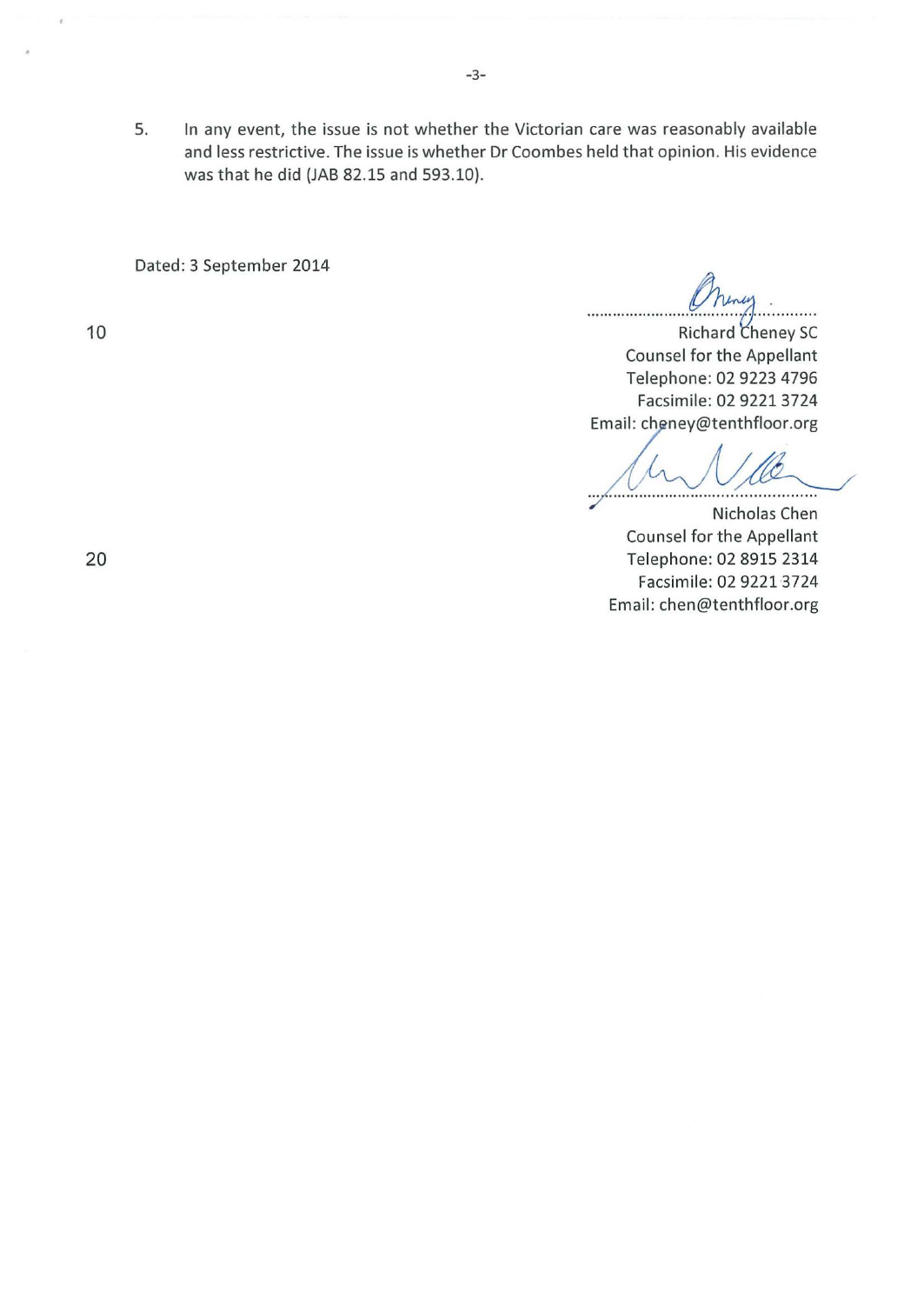5. In any event, the issue is not whether the Victorian care was reasonably available and less restrictive. The issue is whether Dr Coombes held that opinion. His evidence was that he did (JAB 82.15 and 593.10).

Dated: 3 September 2014

Richard Cheney SC
Counsel for the Appellant
Telephone: 02 9223 4796
Facsimile: 02 9221 3724
Email: cheney@tenthfloor.org

Nicholas Chen
Counsel for the Appellant
Telephone: 02 8915 2314
Facsimile: 02 9221 3724
Email: chen@tenthfloor.org